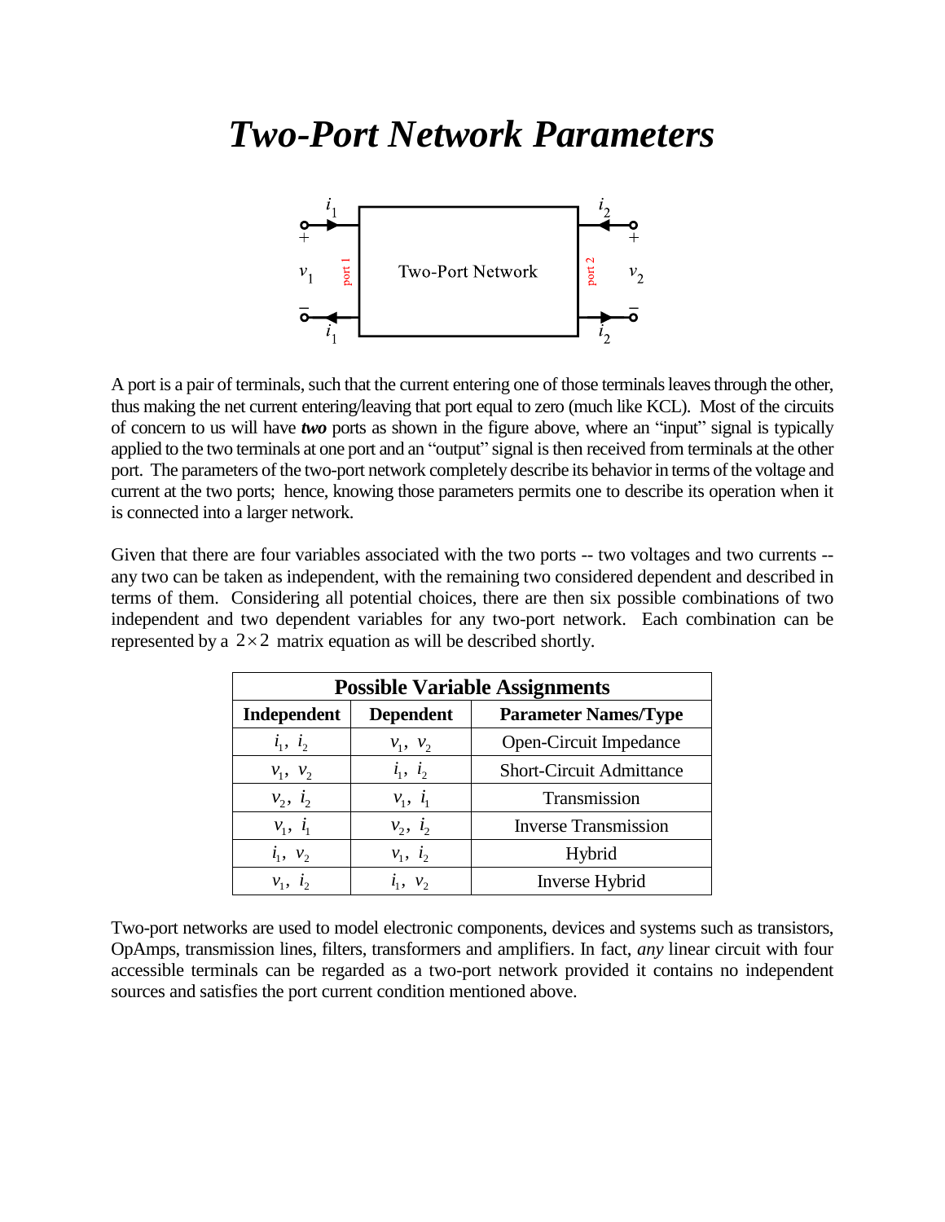# *Two-Port Network Parameters*

A port is a pair of terminals, such that the current entering one of those terminals leaves through the other, thus making the net current entering/leaving that port equal to zero (much like KCL). Most of the circuits of concern to us will have ***two*** ports as shown in the figure above, where an "input" signal is typically applied to the two terminals at one port and an "output" signal is then received from terminals at the other port. The parameters of the two-port network completely describe its behavior in terms of the voltage and current at the two ports; hence, knowing those parameters permits one to describe its operation when it is connected into a larger network.

Given that there are four variables associated with the two ports -- two voltages and two currents -- any two can be taken as independent, with the remaining two considered dependent and described in terms of them. Considering all potential choices, there are then six possible combinations of two independent and two dependent variables for any two-port network. Each combination can be represented by a $2 \times 2$ matrix equation as will be described shortly.

| **Possible Variable Assignments** | | |
|---|---|---|
| **Independent** | **Dependent** | **Parameter Names/Type** |
| $i_1,\ i_2$ | $v_1,\ v_2$ | Open-Circuit Impedance |
| $v_1,\ v_2$ | $i_1,\ i_2$ | Short-Circuit Admittance |
| $v_2,\ i_2$ | $v_1,\ i_1$ | Transmission |
| $v_1,\ i_1$ | $v_2,\ i_2$ | Inverse Transmission |
| $i_1,\ v_2$ | $v_1,\ i_2$ | Hybrid |
| $v_1,\ i_2$ | $i_1,\ v_2$ | Inverse Hybrid |

Two-port networks are used to model electronic components, devices and systems such as transistors, OpAmps, transmission lines, filters, transformers and amplifiers. In fact, *any* linear circuit with four accessible terminals can be regarded as a two-port network provided it contains no independent sources and satisfies the port current condition mentioned above.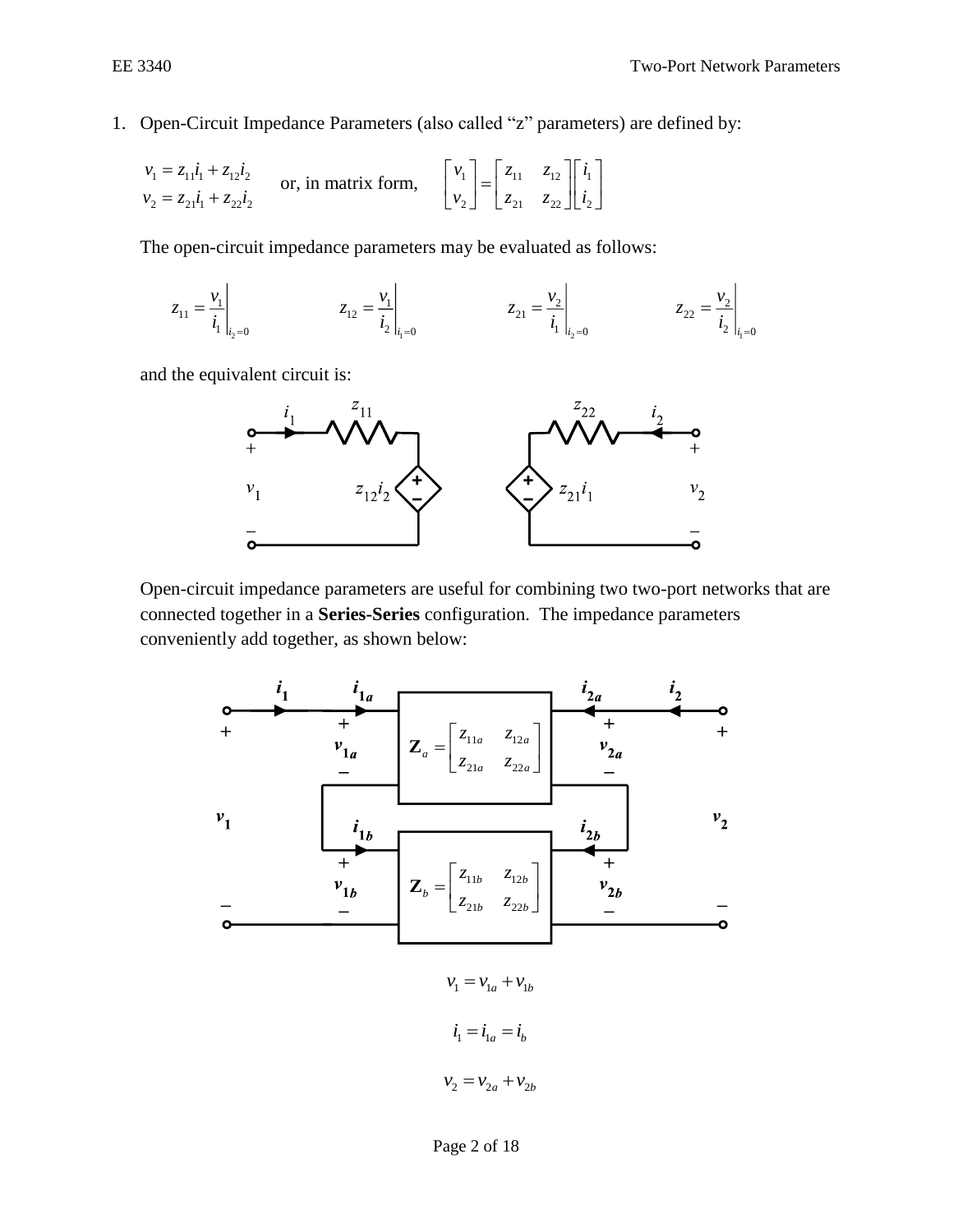1. Open-Circuit Impedance Parameters (also called "z" parameters) are defined by:

$$v_1 = z_{11} i_1 + z_{12} i_2 \qquad \text{or, in matrix form,} \qquad \begin{bmatrix} v_1 \\ v_2 \end{bmatrix} = \begin{bmatrix} z_{11} & z_{12} \\ z_{21} & z_{22} \end{bmatrix} \begin{bmatrix} i_1 \\ i_2 \end{bmatrix}$$
$$v_2 = z_{21} i_1 + z_{22} i_2$$

The open-circuit impedance parameters may be evaluated as follows:

$$z_{11} = \left. \frac{v_1}{i_1} \right|_{i_2 = 0} \qquad z_{12} = \left. \frac{v_1}{i_2} \right|_{i_1 = 0} \qquad z_{21} = \left. \frac{v_2}{i_1} \right|_{i_2 = 0} \qquad z_{22} = \left. \frac{v_2}{i_2} \right|_{i_1 = 0}$$

and the equivalent circuit is:

Open-circuit impedance parameters are useful for combining two two-port networks that are connected together in a **Series-Series** configuration. The impedance parameters conveniently add together, as shown below:

$$v_1 = v_{1a} + v_{1b}$$

$$i_1 = i_{1a} = i_b$$

$$v_2 = v_{2a} + v_{2b}$$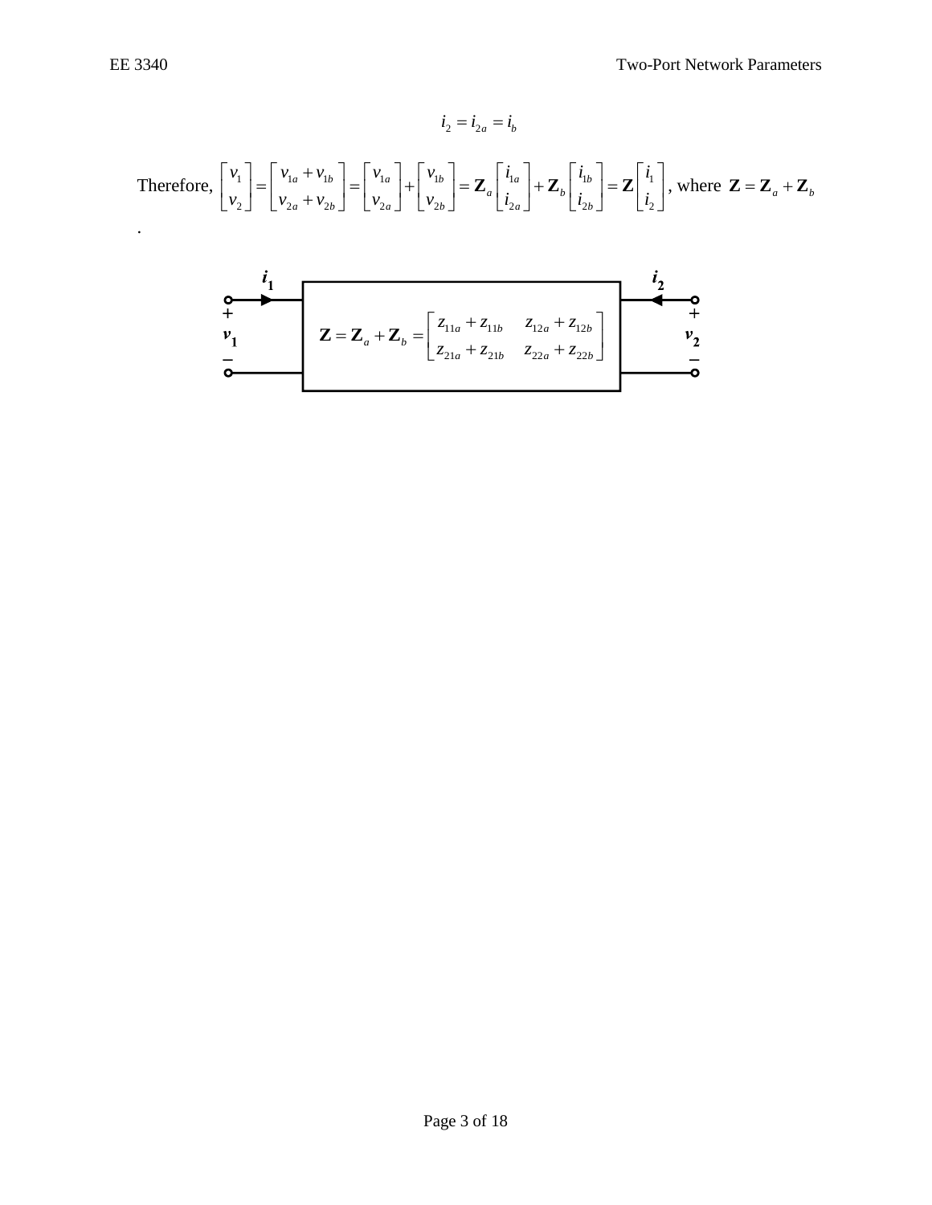$$i_2 = i_{2a} = i_b$$

Therefore, $\begin{bmatrix} v_1 \\ v_2 \end{bmatrix} = \begin{bmatrix} v_{1a} + v_{1b} \\ v_{2a} + v_{2b} \end{bmatrix} = \begin{bmatrix} v_{1a} \\ v_{2a} \end{bmatrix} + \begin{bmatrix} v_{1b} \\ v_{2b} \end{bmatrix} = \mathbf{Z}_a \begin{bmatrix} i_{1a} \\ i_{2a} \end{bmatrix} + \mathbf{Z}_b \begin{bmatrix} i_{1b} \\ i_{2b} \end{bmatrix} = \mathbf{Z} \begin{bmatrix} i_1 \\ i_2 \end{bmatrix}$, where $\mathbf{Z} = \mathbf{Z}_a + \mathbf{Z}_b$.

$$\mathbf{Z} = \mathbf{Z}_a + \mathbf{Z}_b = \begin{bmatrix} z_{11a} + z_{11b} & z_{12a} + z_{12b} \\ z_{21a} + z_{21b} & z_{22a} + z_{22b} \end{bmatrix}$$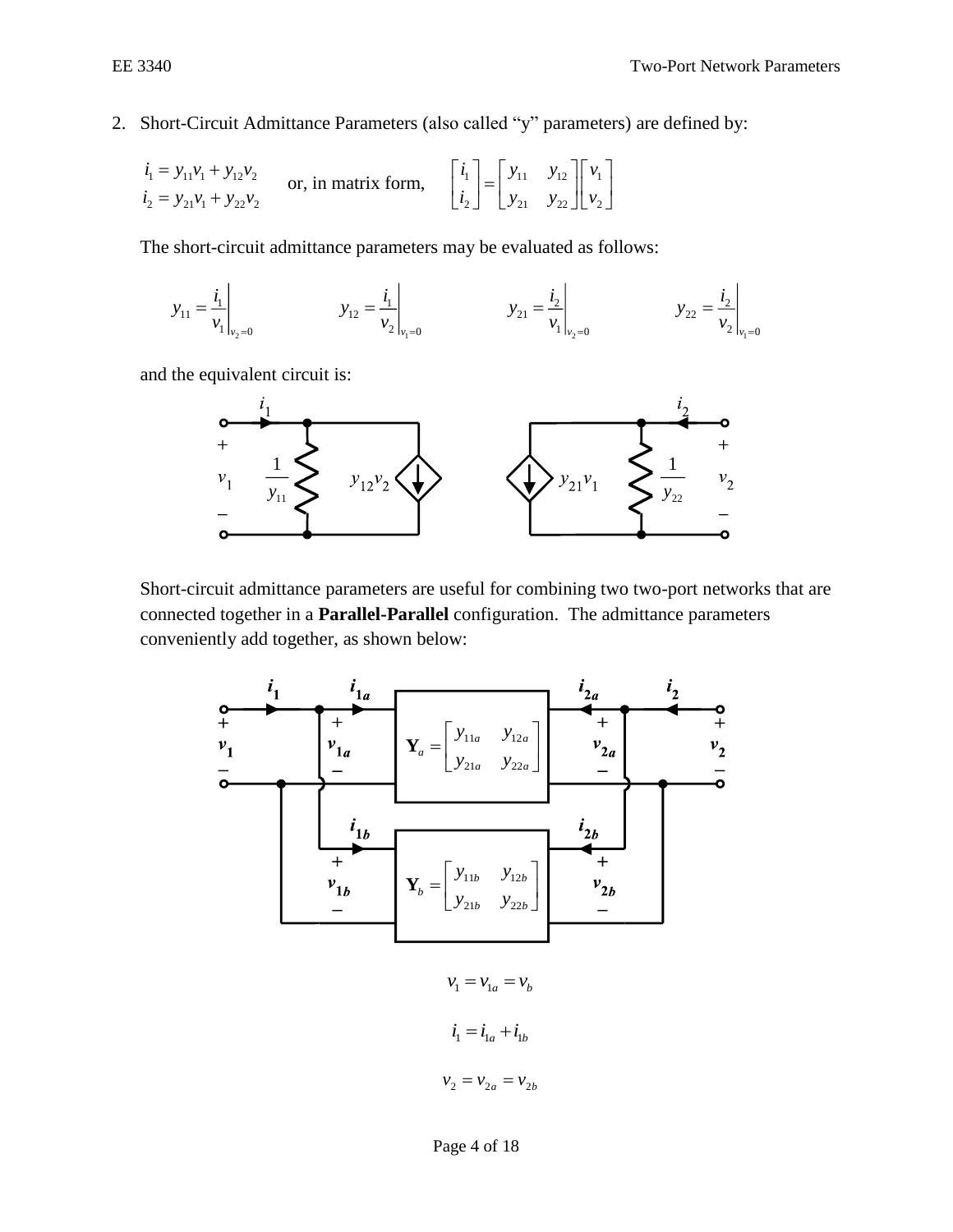2. Short-Circuit Admittance Parameters (also called "y" parameters) are defined by:

$$i_1 = y_{11}v_1 + y_{12}v_2$$
$$i_2 = y_{21}v_1 + y_{22}v_2$$

or, in matrix form,

$$\begin{bmatrix} i_1 \\ i_2 \end{bmatrix} = \begin{bmatrix} y_{11} & y_{12} \\ y_{21} & y_{22} \end{bmatrix} \begin{bmatrix} v_1 \\ v_2 \end{bmatrix}$$

The short-circuit admittance parameters may be evaluated as follows:

$$y_{11} = \left. \frac{i_1}{v_1} \right|_{v_2=0} \qquad y_{12} = \left. \frac{i_1}{v_2} \right|_{v_1=0} \qquad y_{21} = \left. \frac{i_2}{v_1} \right|_{v_2=0} \qquad y_{22} = \left. \frac{i_2}{v_2} \right|_{v_1=0}$$

and the equivalent circuit is:

Short-circuit admittance parameters are useful for combining two two-port networks that are connected together in a **Parallel-Parallel** configuration. The admittance parameters conveniently add together, as shown below:

$$v_1 = v_{1a} = v_b$$

$$i_1 = i_{1a} + i_{1b}$$

$$v_2 = v_{2a} = v_{2b}$$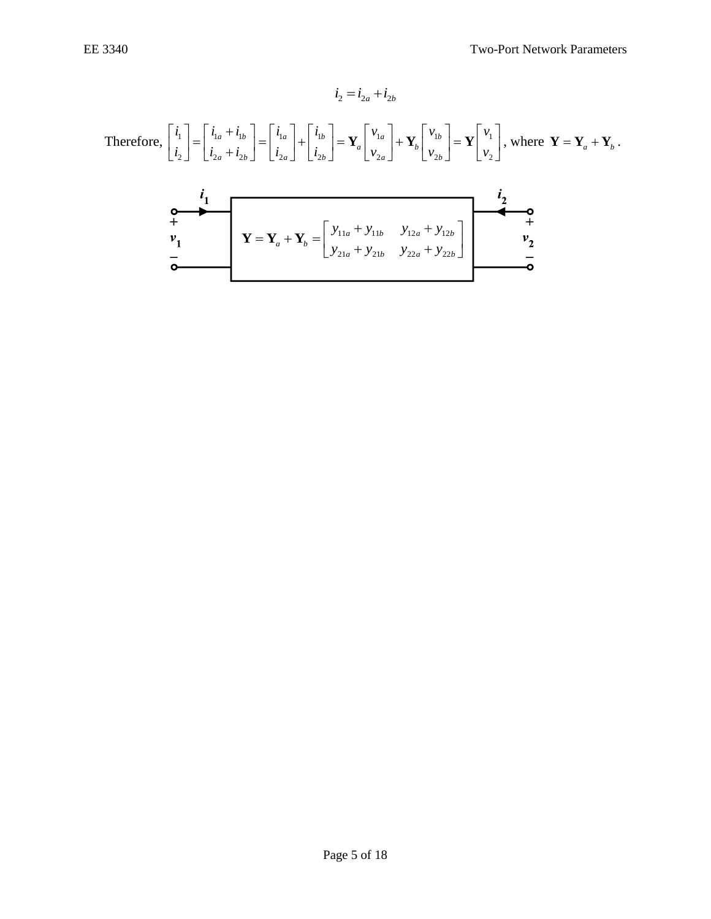$$i_2 = i_{2a} + i_{2b}$$

Therefore, $\begin{bmatrix} i_1 \\ i_2 \end{bmatrix} = \begin{bmatrix} i_{1a} + i_{1b} \\ i_{2a} + i_{2b} \end{bmatrix} = \begin{bmatrix} i_{1a} \\ i_{2a} \end{bmatrix} + \begin{bmatrix} i_{1b} \\ i_{2b} \end{bmatrix} = \mathbf{Y}_a \begin{bmatrix} v_{1a} \\ v_{2a} \end{bmatrix} + \mathbf{Y}_b \begin{bmatrix} v_{1b} \\ v_{2b} \end{bmatrix} = \mathbf{Y} \begin{bmatrix} v_1 \\ v_2 \end{bmatrix}$, where $\mathbf{Y} = \mathbf{Y}_a + \mathbf{Y}_b$.

$$\mathbf{Y} = \mathbf{Y}_a + \mathbf{Y}_b = \begin{bmatrix} y_{11a} + y_{11b} & y_{12a} + y_{12b} \\ y_{21a} + y_{21b} & y_{22a} + y_{22b} \end{bmatrix}$$

$i_1$, $i_2$, $v_1$, $v_2$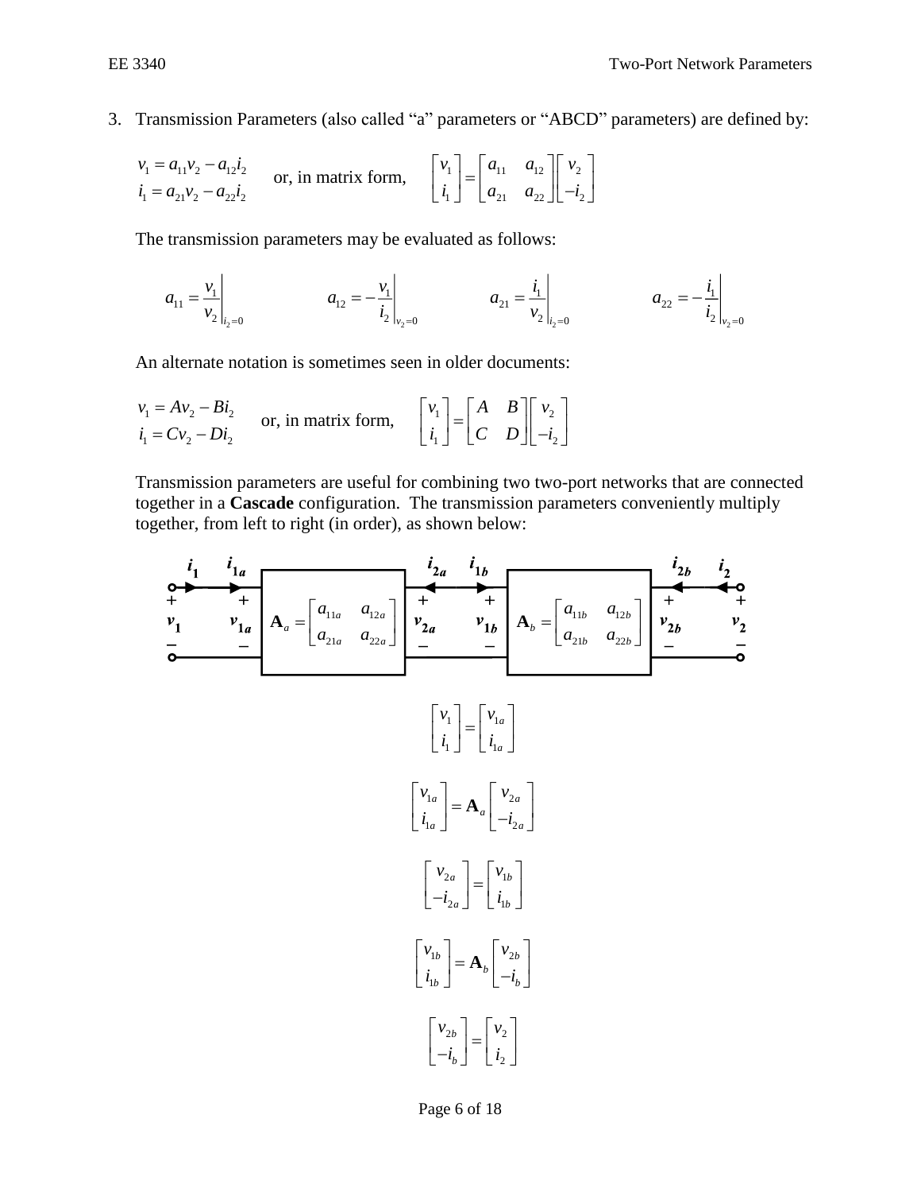3. Transmission Parameters (also called "a" parameters or "ABCD" parameters) are defined by:

$$v_1 = a_{11}v_2 - a_{12}i_2 \qquad \text{or, in matrix form,} \qquad \begin{bmatrix} v_1 \\ i_1 \end{bmatrix} = \begin{bmatrix} a_{11} & a_{12} \\ a_{21} & a_{22} \end{bmatrix} \begin{bmatrix} v_2 \\ -i_2 \end{bmatrix}$$
$$i_1 = a_{21}v_2 - a_{22}i_2$$

The transmission parameters may be evaluated as follows:

$$a_{11} = \left.\frac{v_1}{v_2}\right|_{i_2=0} \qquad a_{12} = -\left.\frac{v_1}{i_2}\right|_{v_2=0} \qquad a_{21} = \left.\frac{i_1}{v_2}\right|_{i_2=0} \qquad a_{22} = -\left.\frac{i_1}{i_2}\right|_{v_2=0}$$

An alternate notation is sometimes seen in older documents:

$$v_1 = Av_2 - Bi_2 \qquad \text{or, in matrix form,} \qquad \begin{bmatrix} v_1 \\ i_1 \end{bmatrix} = \begin{bmatrix} A & B \\ C & D \end{bmatrix} \begin{bmatrix} v_2 \\ -i_2 \end{bmatrix}$$
$$i_1 = Cv_2 - Di_2$$

Transmission parameters are useful for combining two two-port networks that are connected together in a **Cascade** configuration. The transmission parameters conveniently multiply together, from left to right (in order), as shown below:

$$\mathbf{A}_a = \begin{bmatrix} a_{11a} & a_{12a} \\ a_{21a} & a_{22a} \end{bmatrix} \qquad \mathbf{A}_b = \begin{bmatrix} a_{11b} & a_{12b} \\ a_{21b} & a_{22b} \end{bmatrix}$$

$$\begin{bmatrix} v_1 \\ i_1 \end{bmatrix} = \begin{bmatrix} v_{1a} \\ i_{1a} \end{bmatrix}$$

$$\begin{bmatrix} v_{1a} \\ i_{1a} \end{bmatrix} = \mathbf{A}_a \begin{bmatrix} v_{2a} \\ -i_{2a} \end{bmatrix}$$

$$\begin{bmatrix} v_{2a} \\ -i_{2a} \end{bmatrix} = \begin{bmatrix} v_{1b} \\ i_{1b} \end{bmatrix}$$

$$\begin{bmatrix} v_{1b} \\ i_{1b} \end{bmatrix} = \mathbf{A}_b \begin{bmatrix} v_{2b} \\ -i_b \end{bmatrix}$$

$$\begin{bmatrix} v_{2b} \\ -i_b \end{bmatrix} = \begin{bmatrix} v_2 \\ i_2 \end{bmatrix}$$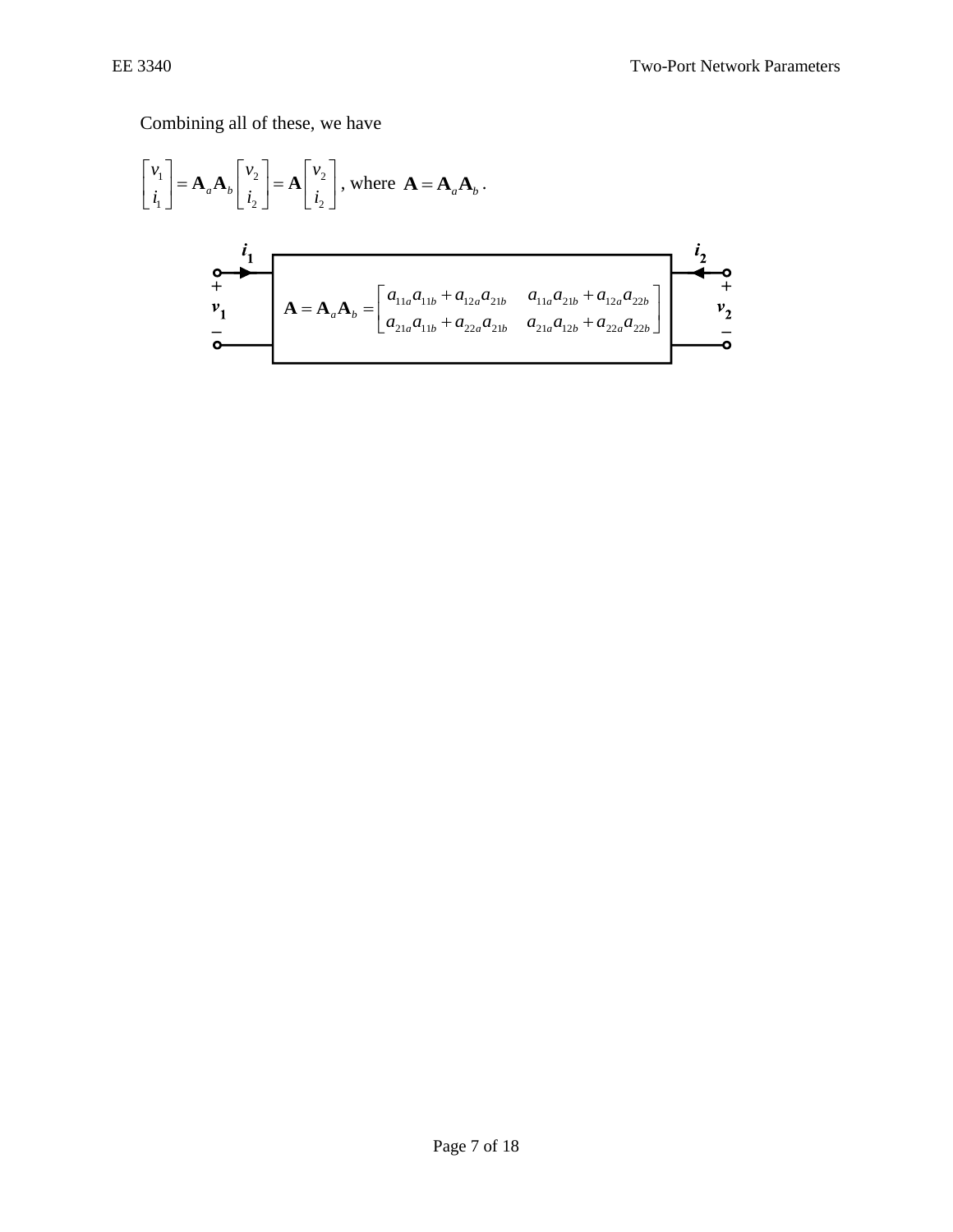Combining all of these, we have

$$\begin{bmatrix} v_1 \\ i_1 \end{bmatrix} = \mathbf{A}_a \mathbf{A}_b \begin{bmatrix} v_2 \\ i_2 \end{bmatrix} = \mathbf{A} \begin{bmatrix} v_2 \\ i_2 \end{bmatrix}, \text{ where } \mathbf{A} = \mathbf{A}_a \mathbf{A}_b .$$

$i_1$, $i_2$, $v_1$, $v_2$

$$\mathbf{A} = \mathbf{A}_a \mathbf{A}_b = \begin{bmatrix} a_{11a}a_{11b} + a_{12a}a_{21b} & a_{11a}a_{21b} + a_{12a}a_{22b} \\ a_{21a}a_{11b} + a_{22a}a_{21b} & a_{21a}a_{12b} + a_{22a}a_{22b} \end{bmatrix}$$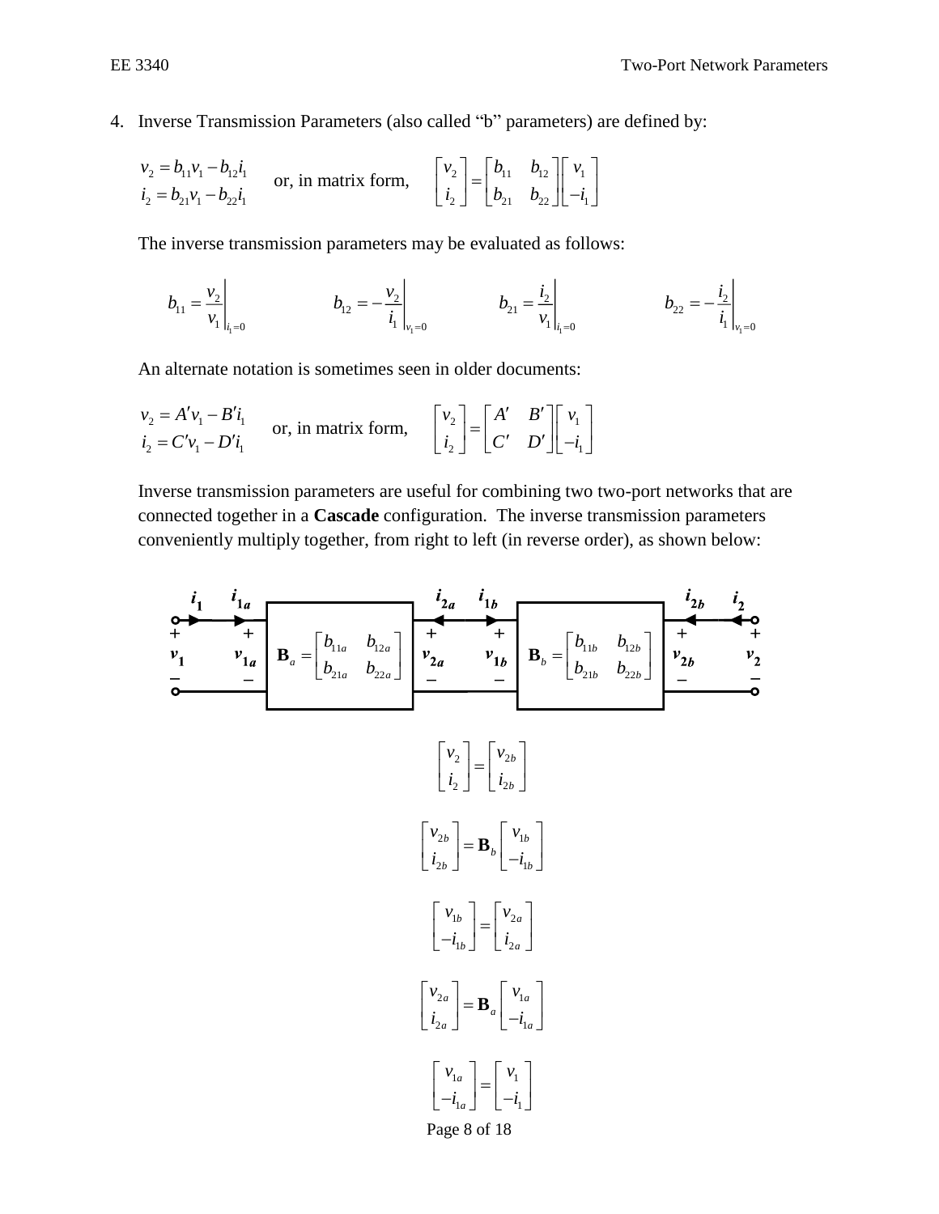4. Inverse Transmission Parameters (also called "b" parameters) are defined by:

$$v_2 = b_{11}v_1 - b_{12}i_1 \qquad \text{or, in matrix form,} \qquad \begin{bmatrix} v_2 \\ i_2 \end{bmatrix} = \begin{bmatrix} b_{11} & b_{12} \\ b_{21} & b_{22} \end{bmatrix} \begin{bmatrix} v_1 \\ -i_1 \end{bmatrix}$$
$$i_2 = b_{21}v_1 - b_{22}i_1$$

The inverse transmission parameters may be evaluated as follows:

$$b_{11} = \left. \frac{v_2}{v_1} \right|_{i_1=0} \qquad b_{12} = -\left. \frac{v_2}{i_1} \right|_{v_1=0} \qquad b_{21} = \left. \frac{i_2}{v_1} \right|_{i_1=0} \qquad b_{22} = -\left. \frac{i_2}{i_1} \right|_{v_1=0}$$

An alternate notation is sometimes seen in older documents:

$$v_2 = A'v_1 - B'i_1 \qquad \text{or, in matrix form,} \qquad \begin{bmatrix} v_2 \\ i_2 \end{bmatrix} = \begin{bmatrix} A' & B' \\ C' & D' \end{bmatrix} \begin{bmatrix} v_1 \\ -i_1 \end{bmatrix}$$
$$i_2 = C'v_1 - D'i_1$$

Inverse transmission parameters are useful for combining two two-port networks that are connected together in a **Cascade** configuration. The inverse transmission parameters conveniently multiply together, from right to left (in reverse order), as shown below:

$i_1$, $i_{1a}$, $v_1$, $v_{1a}$, $\mathbf{B}_a = \begin{bmatrix} b_{11a} & b_{12a} \\ b_{21a} & b_{22a} \end{bmatrix}$, $i_{2a}$, $i_{1b}$, $v_{2a}$, $v_{1b}$, $\mathbf{B}_b = \begin{bmatrix} b_{11b} & b_{12b} \\ b_{21b} & b_{22b} \end{bmatrix}$, $i_{2b}$, $i_2$, $v_{2b}$, $v_2$

$$\begin{bmatrix} v_2 \\ i_2 \end{bmatrix} = \begin{bmatrix} v_{2b} \\ i_{2b} \end{bmatrix}$$

$$\begin{bmatrix} v_{2b} \\ i_{2b} \end{bmatrix} = \mathbf{B}_b \begin{bmatrix} v_{1b} \\ -i_{1b} \end{bmatrix}$$

$$\begin{bmatrix} v_{1b} \\ -i_{1b} \end{bmatrix} = \begin{bmatrix} v_{2a} \\ i_{2a} \end{bmatrix}$$

$$\begin{bmatrix} v_{2a} \\ i_{2a} \end{bmatrix} = \mathbf{B}_a \begin{bmatrix} v_{1a} \\ -i_{1a} \end{bmatrix}$$

$$\begin{bmatrix} v_{1a} \\ -i_{1a} \end{bmatrix} = \begin{bmatrix} v_1 \\ -i_1 \end{bmatrix}$$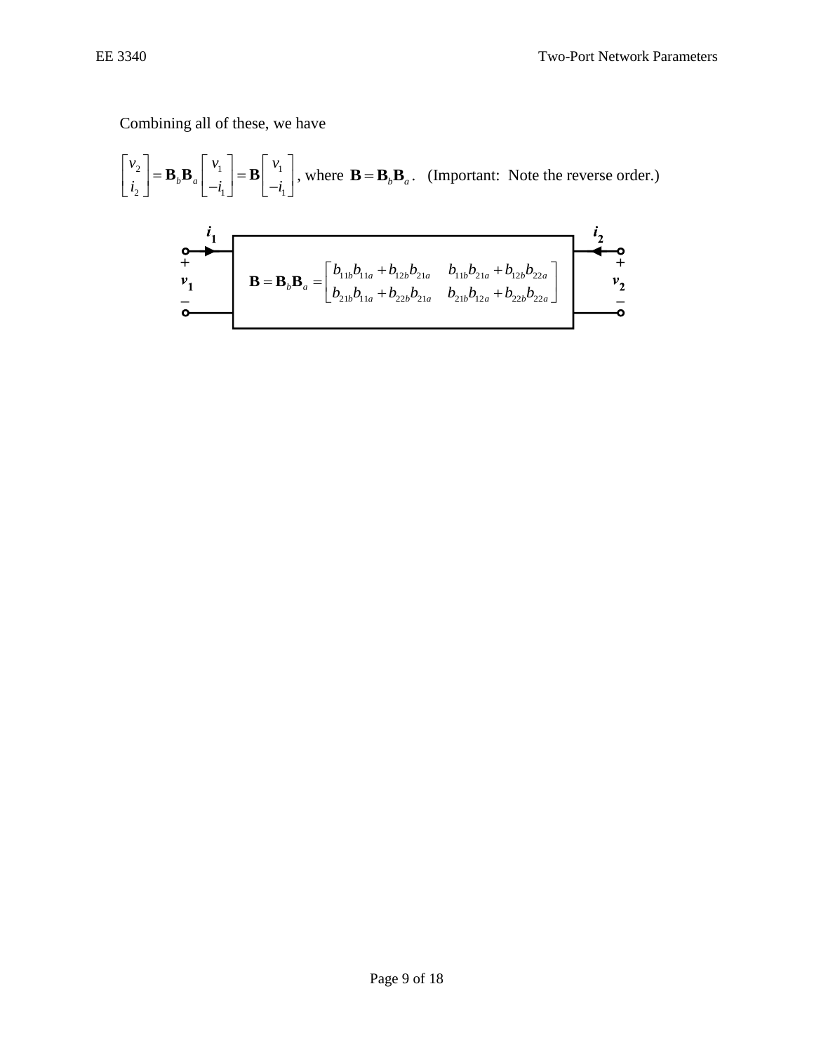Combining all of these, we have

$$\begin{bmatrix} v_2 \\ i_2 \end{bmatrix} = \mathbf{B}_b \mathbf{B}_a \begin{bmatrix} v_1 \\ -i_1 \end{bmatrix} = \mathbf{B} \begin{bmatrix} v_1 \\ -i_1 \end{bmatrix}$$, where $\mathbf{B} = \mathbf{B}_b \mathbf{B}_a$. (Important: Note the reverse order.)

$i_1$, $i_2$, $+$ $v_1$ $-$, $+$ $v_2$ $-$

$$\mathbf{B} = \mathbf{B}_b \mathbf{B}_a = \begin{bmatrix} b_{11b}b_{11a} + b_{12b}b_{21a} & b_{11b}b_{21a} + b_{12b}b_{22a} \\ b_{21b}b_{11a} + b_{22b}b_{21a} & b_{21b}b_{12a} + b_{22b}b_{22a} \end{bmatrix}$$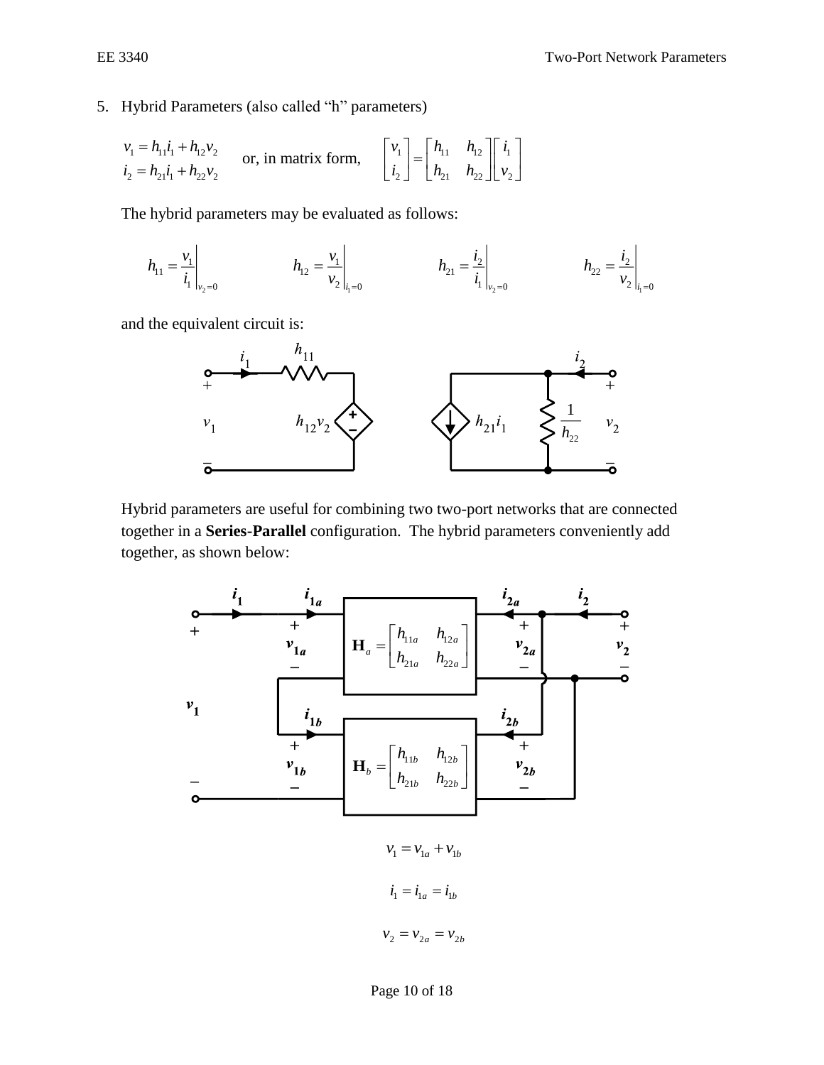5. Hybrid Parameters (also called "h" parameters)

$$v_1 = h_{11}i_1 + h_{12}v_2 \qquad \text{or, in matrix form,} \qquad \begin{bmatrix} v_1 \\ i_2 \end{bmatrix} = \begin{bmatrix} h_{11} & h_{12} \\ h_{21} & h_{22} \end{bmatrix} \begin{bmatrix} i_1 \\ v_2 \end{bmatrix}$$
$$i_2 = h_{21}i_1 + h_{22}v_2$$

The hybrid parameters may be evaluated as follows:

$$h_{11} = \left.\frac{v_1}{i_1}\right|_{v_2=0} \qquad h_{12} = \left.\frac{v_1}{v_2}\right|_{i_1=0} \qquad h_{21} = \left.\frac{i_2}{i_1}\right|_{v_2=0} \qquad h_{22} = \left.\frac{i_2}{v_2}\right|_{i_1=0}$$

and the equivalent circuit is:

Hybrid parameters are useful for combining two two-port networks that are connected together in a **Series-Parallel** configuration. The hybrid parameters conveniently add together, as shown below:

$$v_1 = v_{1a} + v_{1b}$$

$$i_1 = i_{1a} = i_{1b}$$

$$v_2 = v_{2a} = v_{2b}$$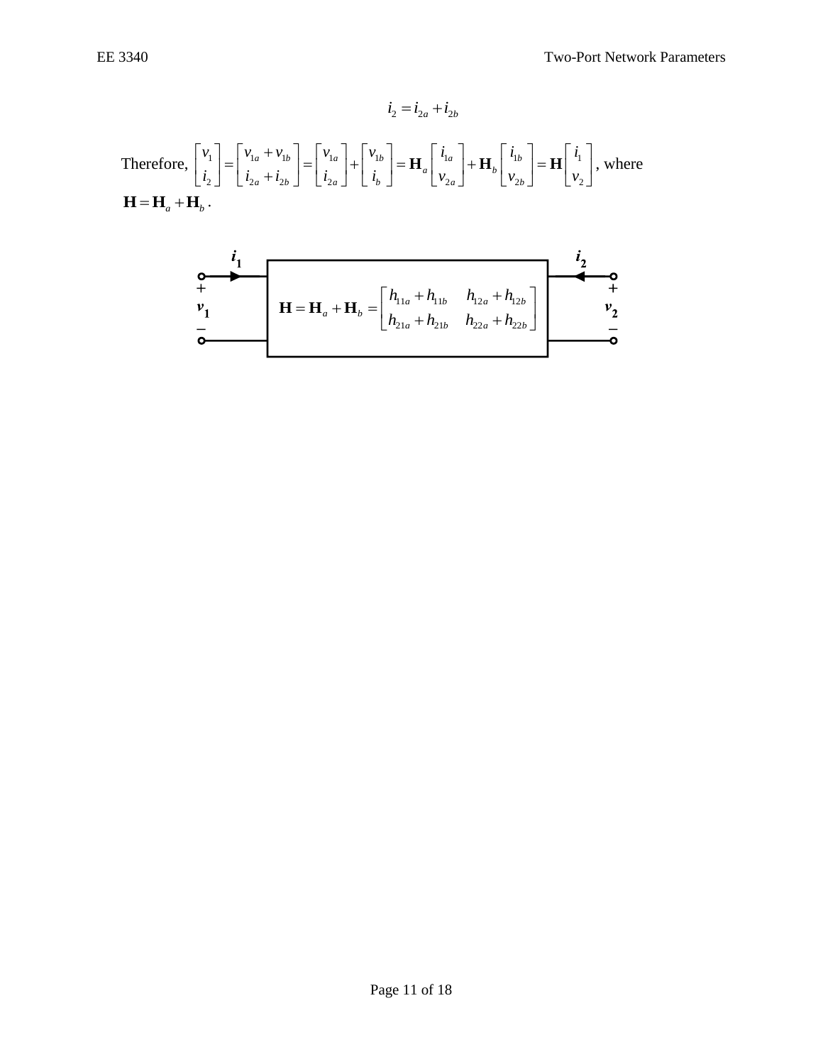$$i_2 = i_{2a} + i_{2b}$$

Therefore, $\begin{bmatrix} v_1 \\ i_2 \end{bmatrix} = \begin{bmatrix} v_{1a} + v_{1b} \\ i_{2a} + i_{2b} \end{bmatrix} = \begin{bmatrix} v_{1a} \\ i_{2a} \end{bmatrix} + \begin{bmatrix} v_{1b} \\ i_b \end{bmatrix} = \mathbf{H}_a \begin{bmatrix} i_{1a} \\ v_{2a} \end{bmatrix} + \mathbf{H}_b \begin{bmatrix} i_{1b} \\ v_{2b} \end{bmatrix} = \mathbf{H} \begin{bmatrix} i_1 \\ v_2 \end{bmatrix}$, where $\mathbf{H} = \mathbf{H}_a + \mathbf{H}_b$.

$$\mathbf{H} = \mathbf{H}_a + \mathbf{H}_b = \begin{bmatrix} h_{11a} + h_{11b} & h_{12a} + h_{12b} \\ h_{21a} + h_{21b} & h_{22a} + h_{22b} \end{bmatrix}$$

($i_1$, $v_1$ at port 1; $i_2$, $v_2$ at port 2)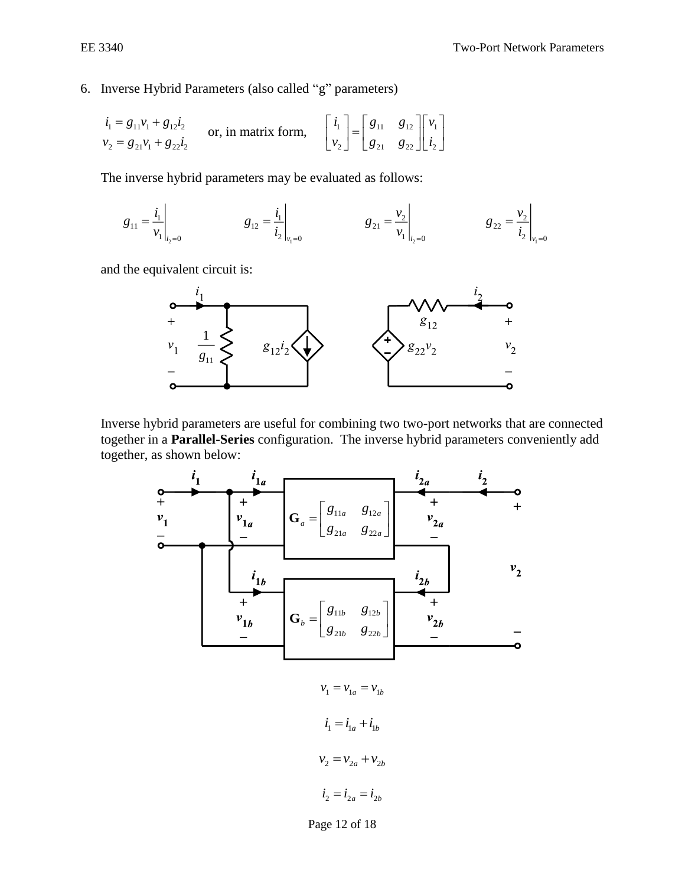6. Inverse Hybrid Parameters (also called "g" parameters)

$$i_1 = g_{11}v_1 + g_{12}i_2$$
$$v_2 = g_{21}v_1 + g_{22}i_2$$

or, in matrix form,

$$\begin{bmatrix} i_1 \\ v_2 \end{bmatrix} = \begin{bmatrix} g_{11} & g_{12} \\ g_{21} & g_{22} \end{bmatrix} \begin{bmatrix} v_1 \\ i_2 \end{bmatrix}$$

The inverse hybrid parameters may be evaluated as follows:

$$g_{11} = \left. \frac{i_1}{v_1} \right|_{i_2=0} \qquad g_{12} = \left. \frac{i_1}{i_2} \right|_{v_1=0} \qquad g_{21} = \left. \frac{v_2}{v_1} \right|_{i_2=0} \qquad g_{22} = \left. \frac{v_2}{i_2} \right|_{v_1=0}$$

and the equivalent circuit is:

Inverse hybrid parameters are useful for combining two two-port networks that are connected together in a **Parallel-Series** configuration. The inverse hybrid parameters conveniently add together, as shown below:

$$v_1 = v_{1a} = v_{1b}$$

$$i_1 = i_{1a} + i_{1b}$$

$$v_2 = v_{2a} + v_{2b}$$

$$i_2 = i_{2a} = i_{2b}$$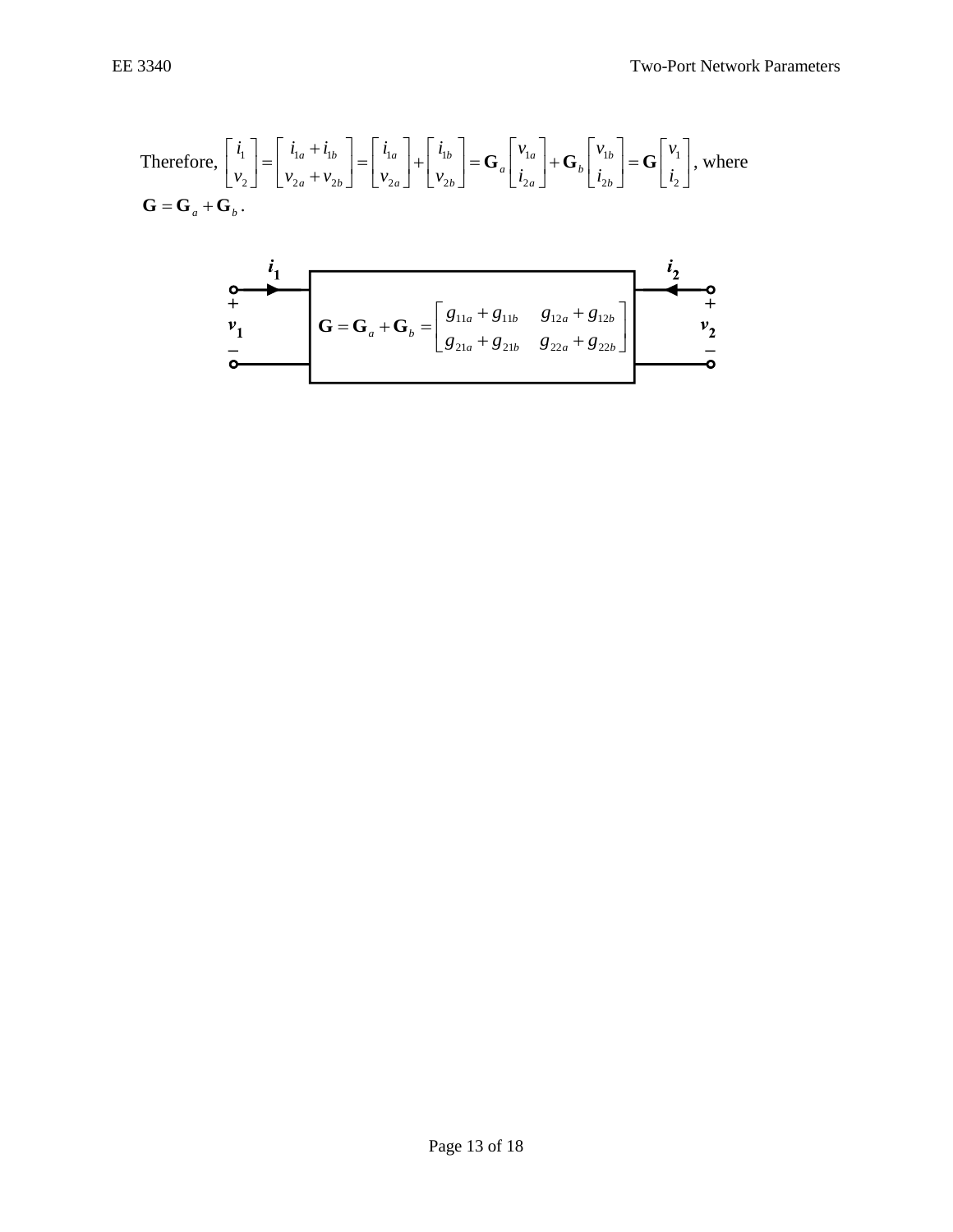Therefore, $\begin{bmatrix} i_1 \\ v_2 \end{bmatrix} = \begin{bmatrix} i_{1a} + i_{1b} \\ v_{2a} + v_{2b} \end{bmatrix} = \begin{bmatrix} i_{1a} \\ v_{2a} \end{bmatrix} + \begin{bmatrix} i_{1b} \\ v_{2b} \end{bmatrix} = \mathbf{G}_a \begin{bmatrix} v_{1a} \\ i_{2a} \end{bmatrix} + \mathbf{G}_b \begin{bmatrix} v_{1b} \\ i_{2b} \end{bmatrix} = \mathbf{G} \begin{bmatrix} v_1 \\ i_2 \end{bmatrix}$, where $\mathbf{G} = \mathbf{G}_a + \mathbf{G}_b$.

$$\mathbf{G} = \mathbf{G}_a + \mathbf{G}_b = \begin{bmatrix} g_{11a} + g_{11b} & g_{12a} + g_{12b} \\ g_{21a} + g_{21b} & g_{22a} + g_{22b} \end{bmatrix}$$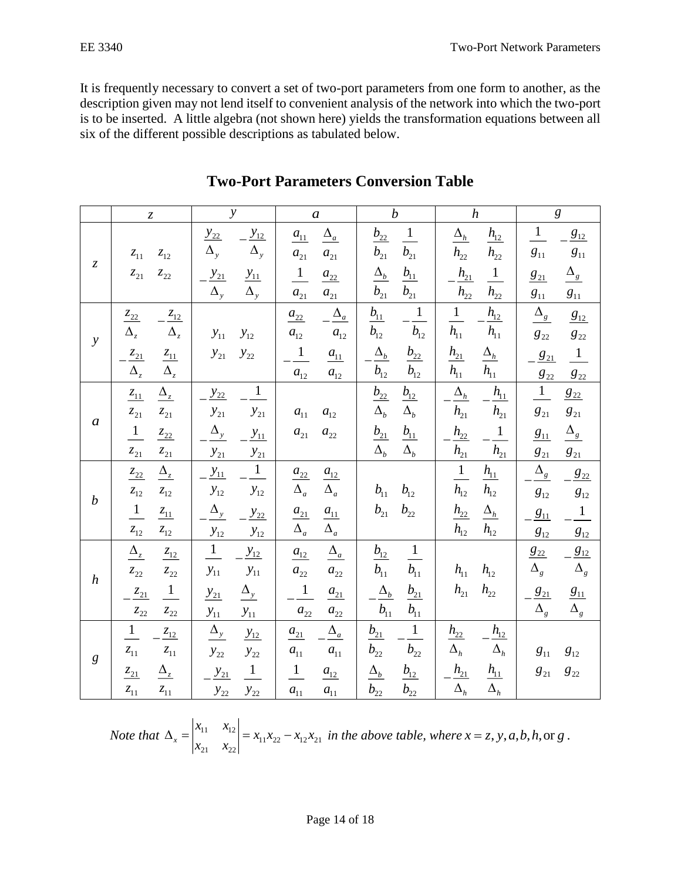It is frequently necessary to convert a set of two-port parameters from one form to another, as the description given may not lend itself to convenient analysis of the network into which the two-port is to be inserted. A little algebra (not shown here) yields the transformation equations between all six of the different possible descriptions as tabulated below.

## Two-Port Parameters Conversion Table

| | $z$ | $y$ | $a$ | $b$ | $h$ | $g$ |
|---|---|---|---|---|---|---|
| $z$ | $\begin{matrix} z_{11} & z_{12} \\ z_{21} & z_{22} \end{matrix}$ | $\begin{matrix} \frac{y_{22}}{\Delta_y} & -\frac{y_{12}}{\Delta_y} \\ -\frac{y_{21}}{\Delta_y} & \frac{y_{11}}{\Delta_y} \end{matrix}$ | $\begin{matrix} \frac{a_{11}}{a_{21}} & \frac{\Delta_a}{a_{21}} \\ \frac{1}{a_{21}} & \frac{a_{22}}{a_{21}} \end{matrix}$ | $\begin{matrix} \frac{b_{22}}{b_{21}} & \frac{1}{b_{21}} \\ \frac{\Delta_b}{b_{21}} & \frac{b_{11}}{b_{21}} \end{matrix}$ | $\begin{matrix} \frac{\Delta_h}{h_{22}} & \frac{h_{12}}{h_{22}} \\ -\frac{h_{21}}{h_{22}} & \frac{1}{h_{22}} \end{matrix}$ | $\begin{matrix} \frac{1}{g_{11}} & -\frac{g_{12}}{g_{11}} \\ \frac{g_{21}}{g_{11}} & \frac{\Delta_g}{g_{11}} \end{matrix}$ |
| $y$ | $\begin{matrix} \frac{z_{22}}{\Delta_z} & -\frac{z_{12}}{\Delta_z} \\ -\frac{z_{21}}{\Delta_z} & \frac{z_{11}}{\Delta_z} \end{matrix}$ | $\begin{matrix} y_{11} & y_{12} \\ y_{21} & y_{22} \end{matrix}$ | $\begin{matrix} \frac{a_{22}}{a_{12}} & -\frac{\Delta_a}{a_{12}} \\ -\frac{1}{a_{12}} & \frac{a_{11}}{a_{12}} \end{matrix}$ | $\begin{matrix} \frac{b_{11}}{b_{12}} & -\frac{1}{b_{12}} \\ -\frac{\Delta_b}{b_{12}} & \frac{b_{22}}{b_{12}} \end{matrix}$ | $\begin{matrix} \frac{1}{h_{11}} & -\frac{h_{12}}{h_{11}} \\ \frac{h_{21}}{h_{11}} & \frac{\Delta_h}{h_{11}} \end{matrix}$ | $\begin{matrix} \frac{\Delta_g}{g_{22}} & \frac{g_{12}}{g_{22}} \\ -\frac{g_{21}}{g_{22}} & \frac{1}{g_{22}} \end{matrix}$ |
| $a$ | $\begin{matrix} \frac{z_{11}}{z_{21}} & \frac{\Delta_z}{z_{21}} \\ \frac{1}{z_{21}} & \frac{z_{22}}{z_{21}} \end{matrix}$ | $\begin{matrix} -\frac{y_{22}}{y_{21}} & -\frac{1}{y_{21}} \\ -\frac{\Delta_y}{y_{21}} & -\frac{y_{11}}{y_{21}} \end{matrix}$ | $\begin{matrix} a_{11} & a_{12} \\ a_{21} & a_{22} \end{matrix}$ | $\begin{matrix} \frac{b_{22}}{\Delta_b} & \frac{b_{12}}{\Delta_b} \\ \frac{b_{21}}{\Delta_b} & \frac{b_{11}}{\Delta_b} \end{matrix}$ | $\begin{matrix} -\frac{\Delta_h}{h_{21}} & -\frac{h_{11}}{h_{21}} \\ -\frac{h_{22}}{h_{21}} & -\frac{1}{h_{21}} \end{matrix}$ | $\begin{matrix} \frac{1}{g_{21}} & \frac{g_{22}}{g_{21}} \\ \frac{g_{11}}{g_{21}} & \frac{\Delta_g}{g_{21}} \end{matrix}$ |
| $b$ | $\begin{matrix} \frac{z_{22}}{z_{12}} & \frac{\Delta_z}{z_{12}} \\ \frac{1}{z_{12}} & \frac{z_{11}}{z_{12}} \end{matrix}$ | $\begin{matrix} -\frac{y_{11}}{y_{12}} & -\frac{1}{y_{12}} \\ -\frac{\Delta_y}{y_{12}} & -\frac{y_{22}}{y_{12}} \end{matrix}$ | $\begin{matrix} \frac{a_{22}}{\Delta_a} & \frac{a_{12}}{\Delta_a} \\ \frac{a_{21}}{\Delta_a} & \frac{a_{11}}{\Delta_a} \end{matrix}$ | $\begin{matrix} b_{11} & b_{12} \\ b_{21} & b_{22} \end{matrix}$ | $\begin{matrix} \frac{1}{h_{12}} & \frac{h_{11}}{h_{12}} \\ \frac{h_{22}}{h_{12}} & \frac{\Delta_h}{h_{12}} \end{matrix}$ | $\begin{matrix} -\frac{\Delta_g}{g_{12}} & -\frac{g_{22}}{g_{12}} \\ -\frac{g_{11}}{g_{12}} & -\frac{1}{g_{12}} \end{matrix}$ |
| $h$ | $\begin{matrix} \frac{\Delta_z}{z_{22}} & \frac{z_{12}}{z_{22}} \\ -\frac{z_{21}}{z_{22}} & \frac{1}{z_{22}} \end{matrix}$ | $\begin{matrix} \frac{1}{y_{11}} & -\frac{y_{12}}{y_{11}} \\ \frac{y_{21}}{y_{11}} & \frac{\Delta_y}{y_{11}} \end{matrix}$ | $\begin{matrix} \frac{a_{12}}{a_{22}} & \frac{\Delta_a}{a_{22}} \\ -\frac{1}{a_{22}} & \frac{a_{21}}{a_{22}} \end{matrix}$ | $\begin{matrix} \frac{b_{12}}{b_{11}} & \frac{1}{b_{11}} \\ -\frac{\Delta_b}{b_{11}} & \frac{b_{21}}{b_{11}} \end{matrix}$ | $\begin{matrix} h_{11} & h_{12} \\ h_{21} & h_{22} \end{matrix}$ | $\begin{matrix} \frac{g_{22}}{\Delta_g} & -\frac{g_{12}}{\Delta_g} \\ -\frac{g_{21}}{\Delta_g} & \frac{g_{11}}{\Delta_g} \end{matrix}$ |
| $g$ | $\begin{matrix} \frac{1}{z_{11}} & -\frac{z_{12}}{z_{11}} \\ \frac{z_{21}}{z_{11}} & \frac{\Delta_z}{z_{11}} \end{matrix}$ | $\begin{matrix} \frac{\Delta_y}{y_{22}} & \frac{y_{12}}{y_{22}} \\ -\frac{y_{21}}{y_{22}} & \frac{1}{y_{22}} \end{matrix}$ | $\begin{matrix} \frac{a_{21}}{a_{11}} & -\frac{\Delta_a}{a_{11}} \\ \frac{1}{a_{11}} & \frac{a_{12}}{a_{11}} \end{matrix}$ | $\begin{matrix} \frac{b_{21}}{b_{22}} & -\frac{1}{b_{22}} \\ \frac{\Delta_b}{b_{22}} & \frac{b_{12}}{b_{22}} \end{matrix}$ | $\begin{matrix} \frac{h_{22}}{\Delta_h} & -\frac{h_{12}}{\Delta_h} \\ -\frac{h_{21}}{\Delta_h} & \frac{h_{11}}{\Delta_h} \end{matrix}$ | $\begin{matrix} g_{11} & g_{12} \\ g_{21} & g_{22} \end{matrix}$ |

*Note that* $\Delta_x = \begin{vmatrix} x_{11} & x_{12} \\ x_{21} & x_{22} \end{vmatrix} = x_{11}x_{22} - x_{12}x_{21}$ *in the above table, where* $x = z, y, a, b, h, \text{or } g$.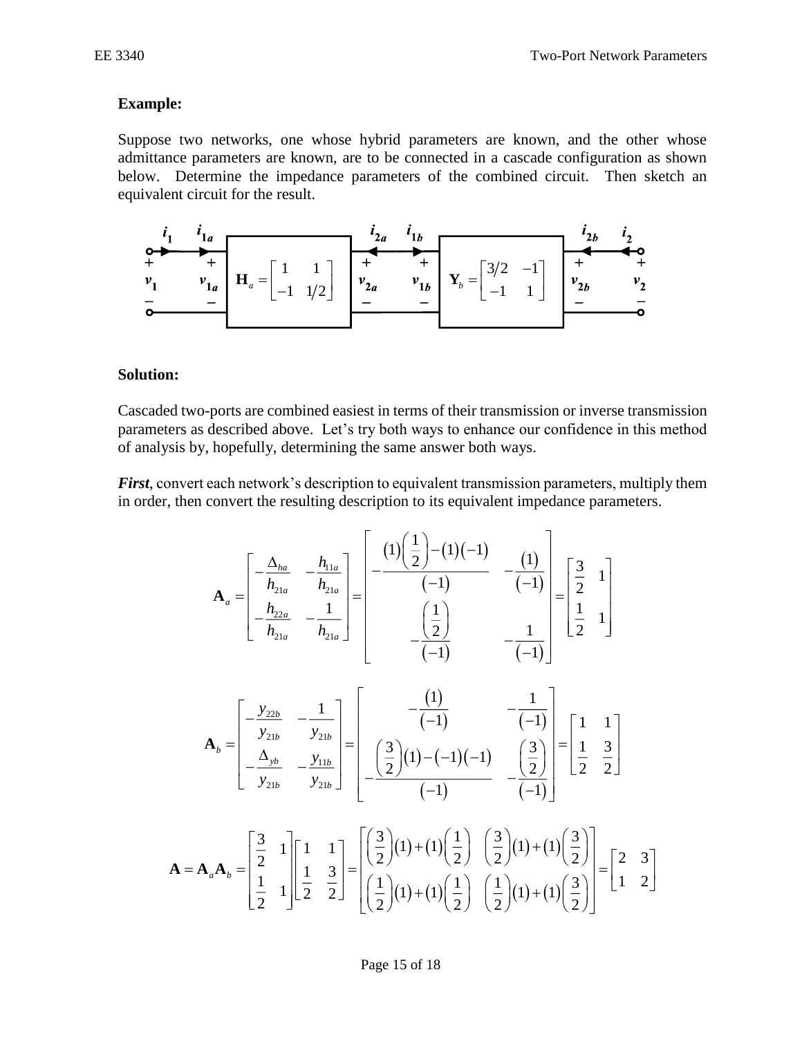**Example:**

Suppose two networks, one whose hybrid parameters are known, and the other whose admittance parameters are known, are to be connected in a cascade configuration as shown below. Determine the impedance parameters of the combined circuit. Then sketch an equivalent circuit for the result.

$$\mathbf{H}_a = \begin{bmatrix} 1 & 1 \\ -1 & 1/2 \end{bmatrix} \qquad \mathbf{Y}_b = \begin{bmatrix} 3/2 & -1 \\ -1 & 1 \end{bmatrix}$$

**Solution:**

Cascaded two-ports are combined easiest in terms of their transmission or inverse transmission parameters as described above. Let's try both ways to enhance our confidence in this method of analysis by, hopefully, determining the same answer both ways.

***First***, convert each network's description to equivalent transmission parameters, multiply them in order, then convert the resulting description to its equivalent impedance parameters.

$$\mathbf{A}_a = \begin{bmatrix} -\dfrac{\Delta_{ha}}{h_{21a}} & -\dfrac{h_{11a}}{h_{21a}} \\ -\dfrac{h_{22a}}{h_{21a}} & -\dfrac{1}{h_{21a}} \end{bmatrix} = \begin{bmatrix} -\dfrac{(1)\left(\dfrac{1}{2}\right)-(1)(-1)}{(-1)} & -\dfrac{(1)}{(-1)} \\ -\dfrac{\left(\dfrac{1}{2}\right)}{(-1)} & -\dfrac{1}{(-1)} \end{bmatrix} = \begin{bmatrix} \dfrac{3}{2} & 1 \\ \dfrac{1}{2} & 1 \end{bmatrix}$$

$$\mathbf{A}_b = \begin{bmatrix} -\dfrac{y_{22b}}{y_{21b}} & -\dfrac{1}{y_{21b}} \\ -\dfrac{\Delta_{yb}}{y_{21b}} & -\dfrac{y_{11b}}{y_{21b}} \end{bmatrix} = \begin{bmatrix} -\dfrac{(1)}{(-1)} & -\dfrac{1}{(-1)} \\ -\dfrac{\left(\dfrac{3}{2}\right)(1)-(-1)(-1)}{(-1)} & -\dfrac{\left(\dfrac{3}{2}\right)}{(-1)} \end{bmatrix} = \begin{bmatrix} 1 & 1 \\ \dfrac{1}{2} & \dfrac{3}{2} \end{bmatrix}$$

$$\mathbf{A} = \mathbf{A}_a\mathbf{A}_b = \begin{bmatrix} \dfrac{3}{2} & 1 \\ \dfrac{1}{2} & 1 \end{bmatrix}\begin{bmatrix} 1 & 1 \\ \dfrac{1}{2} & \dfrac{3}{2} \end{bmatrix} = \begin{bmatrix} \left(\dfrac{3}{2}\right)(1)+(1)\left(\dfrac{1}{2}\right) & \left(\dfrac{3}{2}\right)(1)+(1)\left(\dfrac{3}{2}\right) \\ \left(\dfrac{1}{2}\right)(1)+(1)\left(\dfrac{1}{2}\right) & \left(\dfrac{1}{2}\right)(1)+(1)\left(\dfrac{3}{2}\right) \end{bmatrix} = \begin{bmatrix} 2 & 3 \\ 1 & 2 \end{bmatrix}$$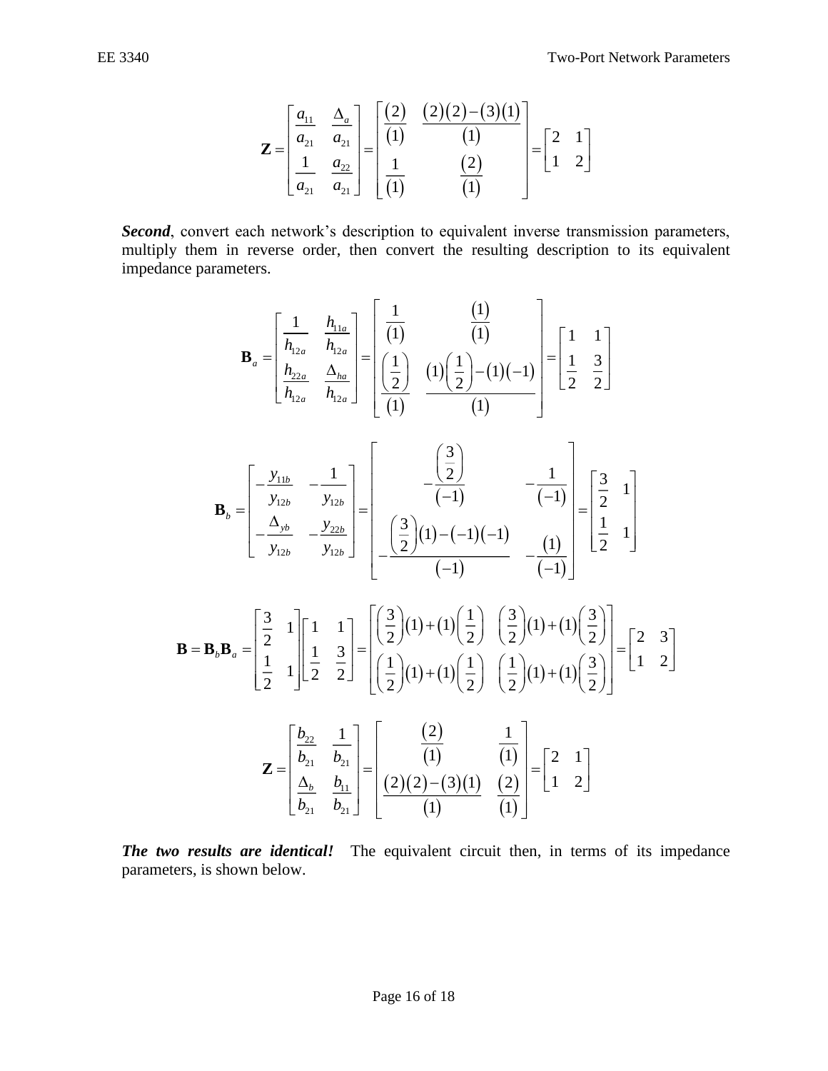$$
\mathbf{Z} = \begin{bmatrix} \dfrac{a_{11}}{a_{21}} & \dfrac{\Delta_a}{a_{21}} \\ \dfrac{1}{a_{21}} & \dfrac{a_{22}}{a_{21}} \end{bmatrix} = \begin{bmatrix} \dfrac{(2)}{(1)} & \dfrac{(2)(2)-(3)(1)}{(1)} \\ \dfrac{1}{(1)} & \dfrac{(2)}{(1)} \end{bmatrix} = \begin{bmatrix} 2 & 1 \\ 1 & 2 \end{bmatrix}
$$

***Second***, convert each network's description to equivalent inverse transmission parameters, multiply them in reverse order, then convert the resulting description to its equivalent impedance parameters.

$$
\mathbf{B}_a = \begin{bmatrix} \dfrac{1}{h_{12a}} & \dfrac{h_{11a}}{h_{12a}} \\ \dfrac{h_{22a}}{h_{12a}} & \dfrac{\Delta_{ha}}{h_{12a}} \end{bmatrix} = \begin{bmatrix} \dfrac{1}{(1)} & \dfrac{(1)}{(1)} \\ \dfrac{\left(\frac{1}{2}\right)}{(1)} & \dfrac{(1)\left(\frac{1}{2}\right)-(1)(-1)}{(1)} \end{bmatrix} = \begin{bmatrix} 1 & 1 \\ \frac{1}{2} & \frac{3}{2} \end{bmatrix}
$$

$$
\mathbf{B}_b = \begin{bmatrix} -\dfrac{y_{11b}}{y_{12b}} & -\dfrac{1}{y_{12b}} \\ -\dfrac{\Delta_{yb}}{y_{12b}} & -\dfrac{y_{22b}}{y_{12b}} \end{bmatrix} = \begin{bmatrix} -\dfrac{\left(\frac{3}{2}\right)}{(-1)} & -\dfrac{1}{(-1)} \\ -\dfrac{\left(\frac{3}{2}\right)(1)-(-1)(-1)}{(-1)} & -\dfrac{(1)}{(-1)} \end{bmatrix} = \begin{bmatrix} \frac{3}{2} & 1 \\ \frac{1}{2} & 1 \end{bmatrix}
$$

$$
\mathbf{B} = \mathbf{B}_b\mathbf{B}_a = \begin{bmatrix} \frac{3}{2} & 1 \\ \frac{1}{2} & 1 \end{bmatrix} \begin{bmatrix} 1 & 1 \\ \frac{1}{2} & \frac{3}{2} \end{bmatrix} = \begin{bmatrix} \left(\frac{3}{2}\right)(1)+(1)\left(\frac{1}{2}\right) & \left(\frac{3}{2}\right)(1)+(1)\left(\frac{3}{2}\right) \\ \left(\frac{1}{2}\right)(1)+(1)\left(\frac{1}{2}\right) & \left(\frac{1}{2}\right)(1)+(1)\left(\frac{3}{2}\right) \end{bmatrix} = \begin{bmatrix} 2 & 3 \\ 1 & 2 \end{bmatrix}
$$

$$
\mathbf{Z} = \begin{bmatrix} \dfrac{b_{22}}{b_{21}} & \dfrac{1}{b_{21}} \\ \dfrac{\Delta_b}{b_{21}} & \dfrac{b_{11}}{b_{21}} \end{bmatrix} = \begin{bmatrix} \dfrac{(2)}{(1)} & \dfrac{1}{(1)} \\ \dfrac{(2)(2)-(3)(1)}{(1)} & \dfrac{(2)}{(1)} \end{bmatrix} = \begin{bmatrix} 2 & 1 \\ 1 & 2 \end{bmatrix}
$$

***The two results are identical!*** The equivalent circuit then, in terms of its impedance parameters, is shown below.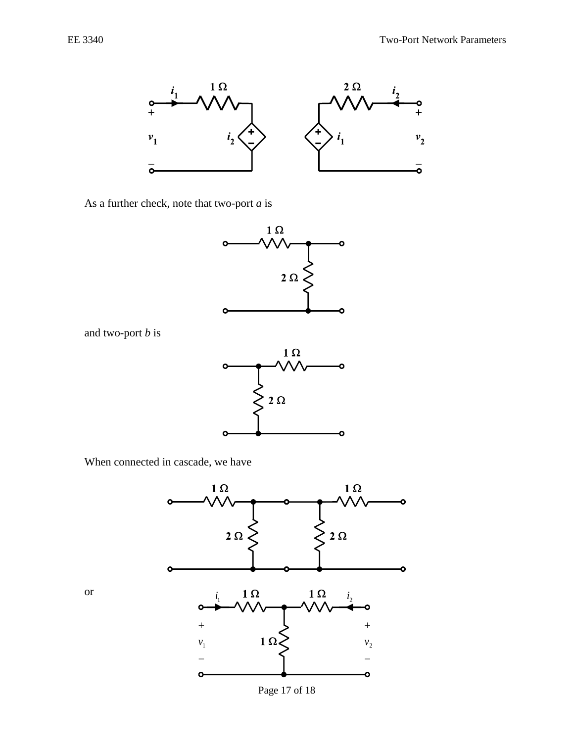As a further check, note that two-port *a* is

and two-port *b* is

When connected in cascade, we have

or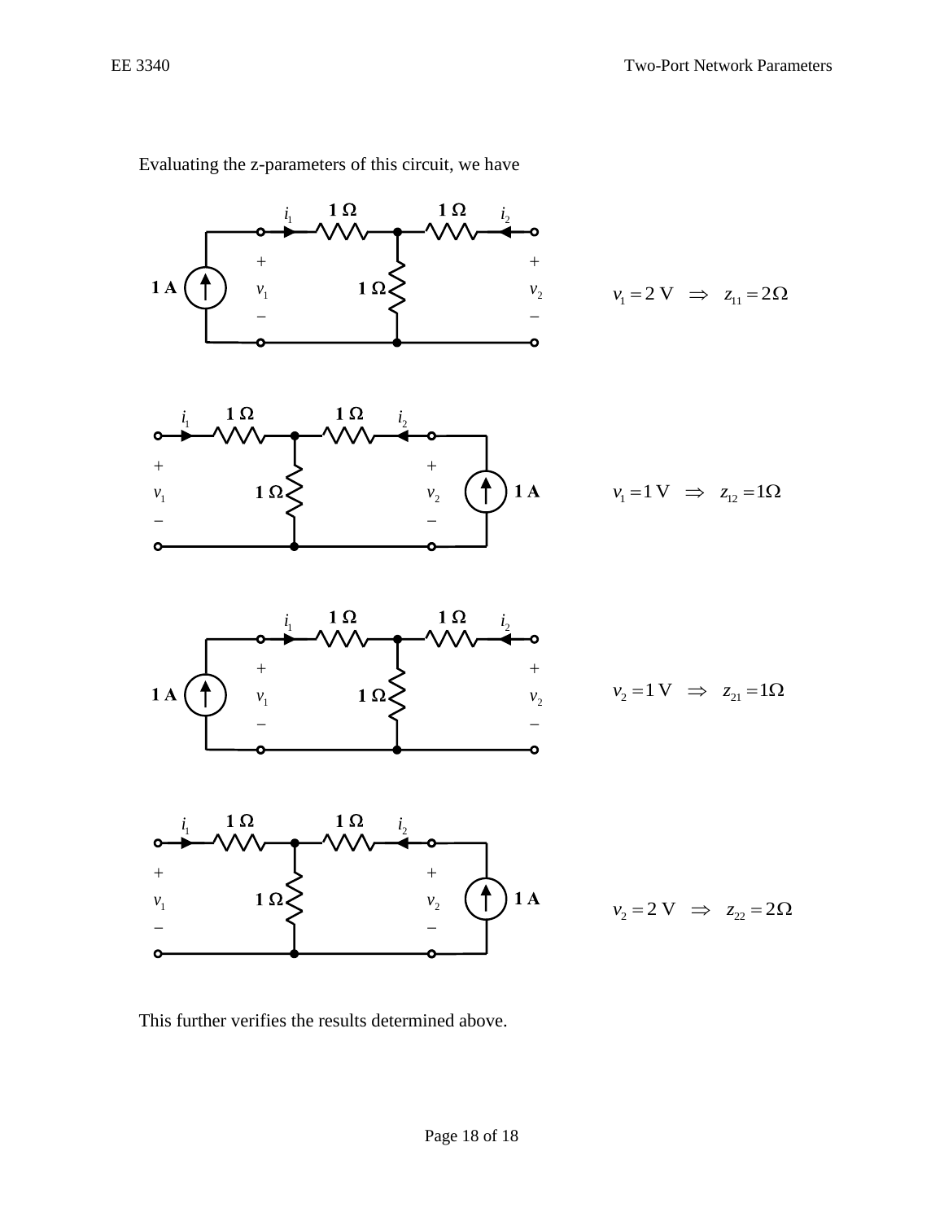Evaluating the z-parameters of this circuit, we have

1 A

$i_1$ 1 Ω 1 Ω $i_2$

$v_1$ 1 Ω $v_2$

$$v_1 = 2\text{ V} \quad \Rightarrow \quad z_{11} = 2\Omega$$

$i_1$ 1 Ω 1 Ω $i_2$

$v_1$ 1 Ω $v_2$ 1 A

$$v_1 = 1\text{ V} \quad \Rightarrow \quad z_{12} = 1\Omega$$

1 A

$i_1$ 1 Ω 1 Ω $i_2$

$v_1$ 1 Ω $v_2$

$$v_2 = 1\text{ V} \quad \Rightarrow \quad z_{21} = 1\Omega$$

$i_1$ 1 Ω 1 Ω $i_2$

$v_1$ 1 Ω $v_2$ 1 A

$$v_2 = 2\text{ V} \quad \Rightarrow \quad z_{22} = 2\Omega$$

This further verifies the results determined above.